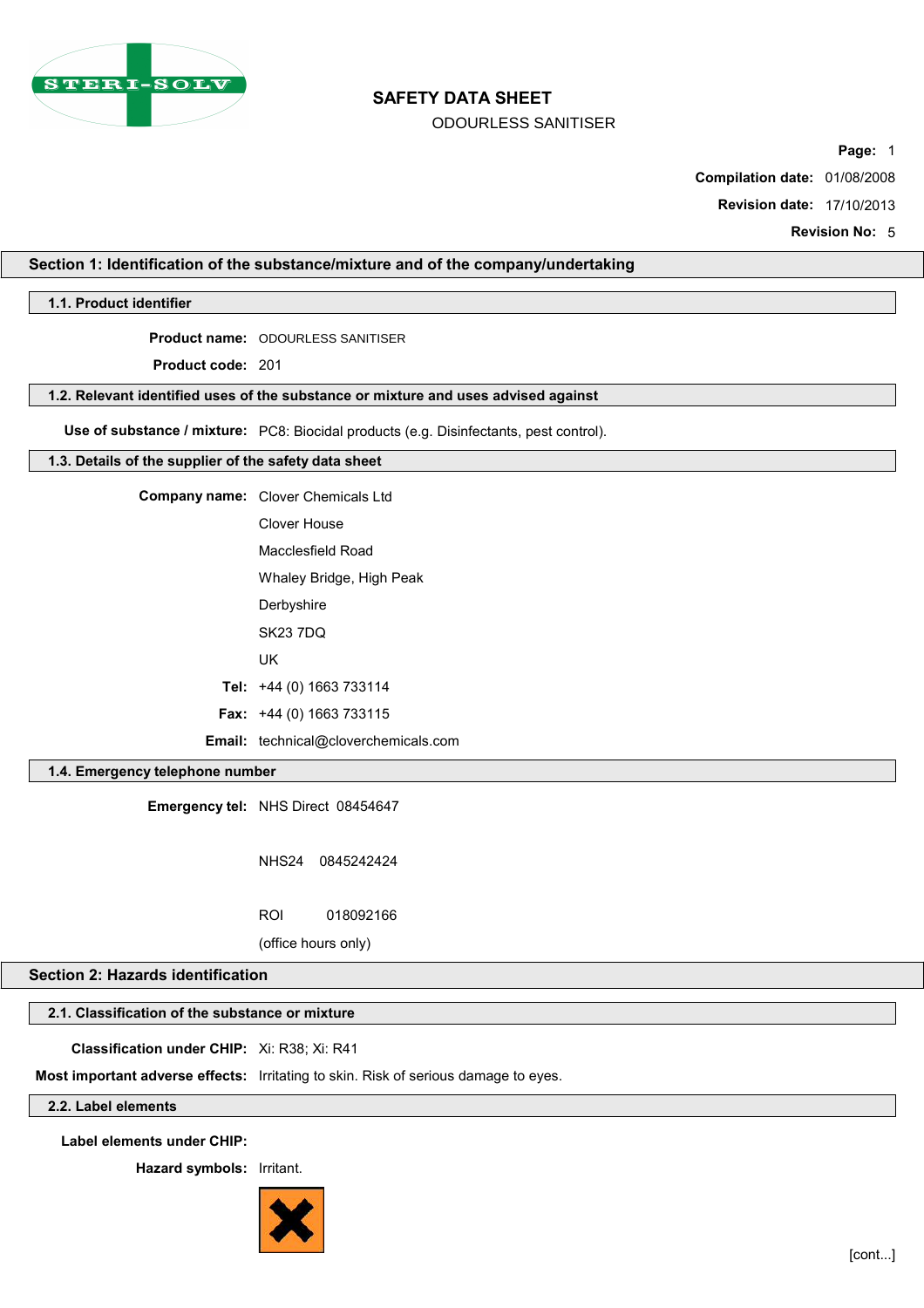# SAFETY DATA SHEET

ODOURLESS SANITISER

**Compilation date:** 01/08/2008

**Revision date:** 17/10/2013

**Revision No:** 5

## Section 1: Identification of the substance/mixture and of the company/undertaking

### 1.1. Product identifier

**Product name:** ODOURLESS SANITISER

**Product code:** 201

### 1.2. Relevant identified uses of the substance or mixture and uses advised against

**Use of substance / mixture:** PC8: Biocidal products (e.g. Disinfectants, pest control).

### 1.3. Details of the supplier of the safety data sheet

**Company name:** Clover Chemicals Ltd
Clover House
Macclesfield Road
Whaley Bridge, High Peak
Derbyshire
SK23 7DQ
UK

**Tel:** +44 (0) 1663 733114

**Fax:** +44 (0) 1663 733115

**Email:** technical@cloverchemicals.com

### 1.4. Emergency telephone number

**Emergency tel:** NHS Direct 08454647

NHS24 0845242424

ROI 018092166

(office hours only)

## Section 2: Hazards identification

### 2.1. Classification of the substance or mixture

**Classification under CHIP:** Xi: R38; Xi: R41

**Most important adverse effects:** Irritating to skin. Risk of serious damage to eyes.

### 2.2. Label elements

**Label elements under CHIP:**

**Hazard symbols:** Irritant.

[cont...]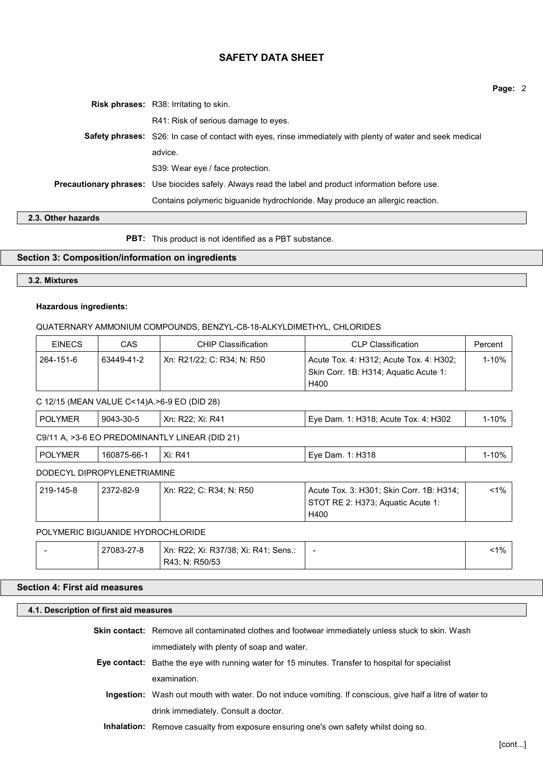**Risk phrases:** R38: Irritating to skin.

R41: Risk of serious damage to eyes.

**Safety phrases:** S26: In case of contact with eyes, rinse immediately with plenty of water and seek medical advice.

S39: Wear eye / face protection.

**Precautionary phrases:** Use biocides safely. Always read the label and product information before use.

Contains polymeric biguanide hydrochloride. May produce an allergic reaction.

### 2.3. Other hazards

**PBT:** This product is not identified as a PBT substance.

## Section 3: Composition/information on ingredients

### 3.2. Mixtures

**Hazardous ingredients:**

QUATERNARY AMMONIUM COMPOUNDS, BENZYL-C8-18-ALKYLDIMETHYL, CHLORIDES

| EINECS | CAS | CHIP Classification | CLP Classification | Percent |
|---|---|---|---|---|
| 264-151-6 | 63449-41-2 | Xn: R21/22; C: R34; N: R50 | Acute Tox. 4: H312; Acute Tox. 4: H302; Skin Corr. 1B: H314; Aquatic Acute 1: H400 | 1-10% |

C 12/15 (MEAN VALUE C<14)A.>6-9 EO (DID 28)

| | | | | |
|---|---|---|---|---|
| POLYMER | 9043-30-5 | Xn: R22; Xi: R41 | Eye Dam. 1: H318; Acute Tox. 4: H302 | 1-10% |

C9/11 A, >3-6 EO PREDOMINANTLY LINEAR (DID 21)

| | | | | |
|---|---|---|---|---|
| POLYMER | 160875-66-1 | Xi: R41 | Eye Dam. 1: H318 | 1-10% |

DODECYL DIPROPYLENETRIAMINE

| | | | | |
|---|---|---|---|---|
| 219-145-8 | 2372-82-9 | Xn: R22; C: R34; N: R50 | Acute Tox. 3: H301; Skin Corr. 1B: H314; STOT RE 2: H373; Aquatic Acute 1: H400 | <1% |

POLYMERIC BIGUANIDE HYDROCHLORIDE

| | | | | |
|---|---|---|---|---|
| - | 27083-27-8 | Xn: R22; Xi: R37/38; Xi: R41; Sens.: R43; N: R50/53 | - | <1% |

## Section 4: First aid measures

### 4.1. Description of first aid measures

**Skin contact:** Remove all contaminated clothes and footwear immediately unless stuck to skin. Wash immediately with plenty of soap and water.

**Eye contact:** Bathe the eye with running water for 15 minutes. Transfer to hospital for specialist examination.

**Ingestion:** Wash out mouth with water. Do not induce vomiting. If conscious, give half a litre of water to drink immediately. Consult a doctor.

**Inhalation:** Remove casualty from exposure ensuring one's own safety whilst doing so.

[cont...]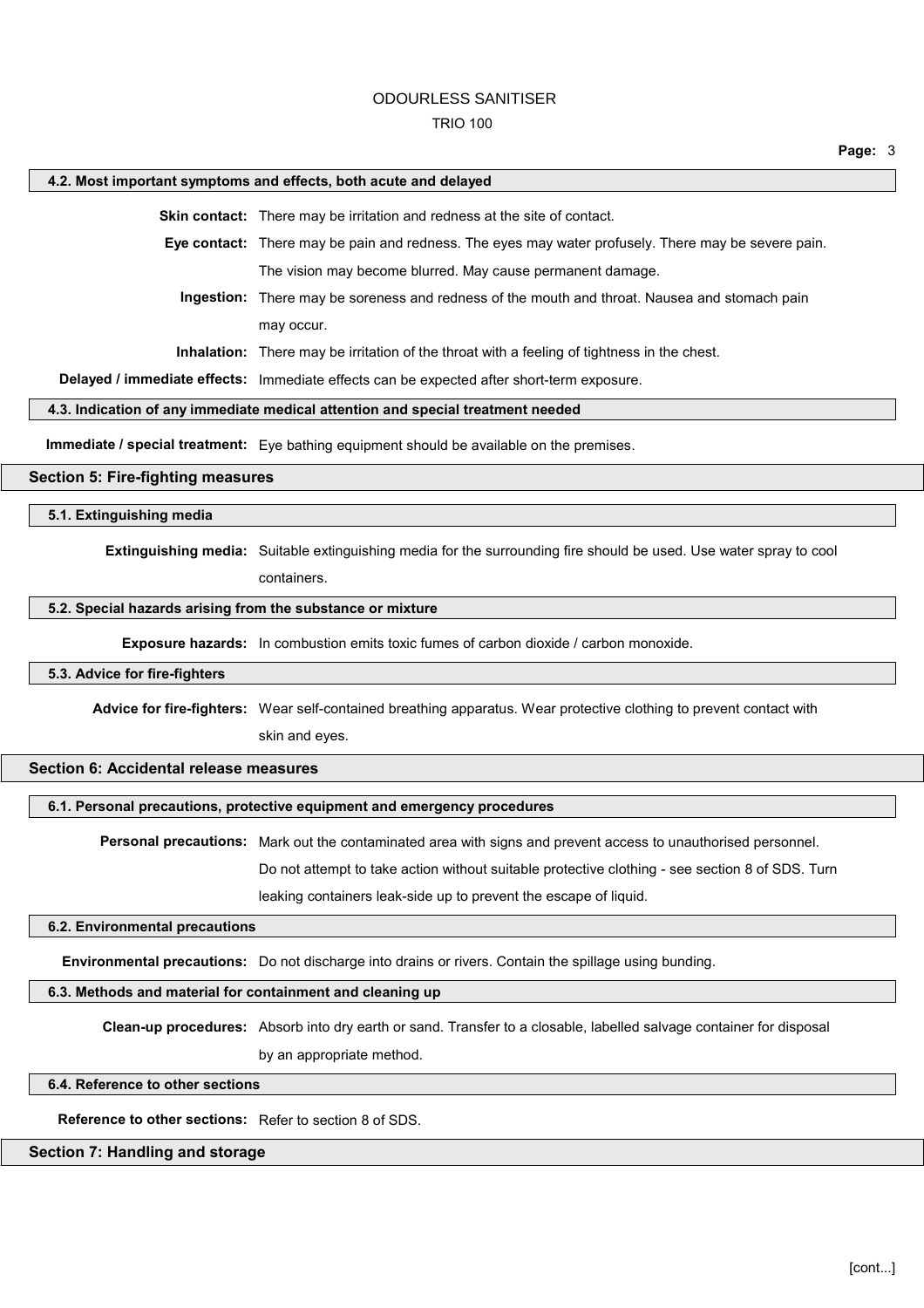### 4.2. Most important symptoms and effects, both acute and delayed

**Skin contact:** There may be irritation and redness at the site of contact.

**Eye contact:** There may be pain and redness. The eyes may water profusely. There may be severe pain. The vision may become blurred. May cause permanent damage.

**Ingestion:** There may be soreness and redness of the mouth and throat. Nausea and stomach pain may occur.

**Inhalation:** There may be irritation of the throat with a feeling of tightness in the chest.

**Delayed / immediate effects:** Immediate effects can be expected after short-term exposure.

### 4.3. Indication of any immediate medical attention and special treatment needed

**Immediate / special treatment:** Eye bathing equipment should be available on the premises.

## Section 5: Fire-fighting measures

### 5.1. Extinguishing media

**Extinguishing media:** Suitable extinguishing media for the surrounding fire should be used. Use water spray to cool containers.

### 5.2. Special hazards arising from the substance or mixture

**Exposure hazards:** In combustion emits toxic fumes of carbon dioxide / carbon monoxide.

### 5.3. Advice for fire-fighters

**Advice for fire-fighters:** Wear self-contained breathing apparatus. Wear protective clothing to prevent contact with skin and eyes.

## Section 6: Accidental release measures

### 6.1. Personal precautions, protective equipment and emergency procedures

**Personal precautions:** Mark out the contaminated area with signs and prevent access to unauthorised personnel. Do not attempt to take action without suitable protective clothing - see section 8 of SDS. Turn leaking containers leak-side up to prevent the escape of liquid.

### 6.2. Environmental precautions

**Environmental precautions:** Do not discharge into drains or rivers. Contain the spillage using bunding.

### 6.3. Methods and material for containment and cleaning up

**Clean-up procedures:** Absorb into dry earth or sand. Transfer to a closable, labelled salvage container for disposal by an appropriate method.

### 6.4. Reference to other sections

**Reference to other sections:** Refer to section 8 of SDS.

## Section 7: Handling and storage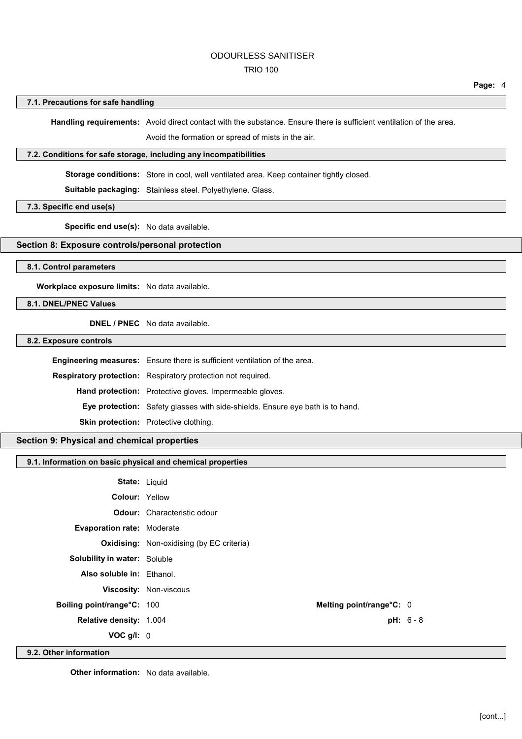### 7.1. Precautions for safe handling

**Handling requirements:** Avoid direct contact with the substance. Ensure there is sufficient ventilation of the area.

Avoid the formation or spread of mists in the air.

### 7.2. Conditions for safe storage, including any incompatibilities

**Storage conditions:** Store in cool, well ventilated area. Keep container tightly closed.

**Suitable packaging:** Stainless steel. Polyethylene. Glass.

### 7.3. Specific end use(s)

**Specific end use(s):** No data available.

## Section 8: Exposure controls/personal protection

### 8.1. Control parameters

**Workplace exposure limits:** No data available.

### 8.1. DNEL/PNEC Values

**DNEL / PNEC** No data available.

### 8.2. Exposure controls

**Engineering measures:** Ensure there is sufficient ventilation of the area.

**Respiratory protection:** Respiratory protection not required.

**Hand protection:** Protective gloves. Impermeable gloves.

**Eye protection:** Safety glasses with side-shields. Ensure eye bath is to hand.

**Skin protection:** Protective clothing.

## Section 9: Physical and chemical properties

### 9.1. Information on basic physical and chemical properties

**State:** Liquid

**Colour:** Yellow

**Odour:** Characteristic odour

**Evaporation rate:** Moderate

**Oxidising:** Non-oxidising (by EC criteria)

**Solubility in water:** Soluble

**Also soluble in:** Ethanol.

**Viscosity:** Non-viscous

**Boiling point/range°C:** 100

**Melting point/range°C:** 0

**Relative density:** 1.004

**pH:** 6 - 8

**VOC g/l:** 0

### 9.2. Other information

**Other information:** No data available.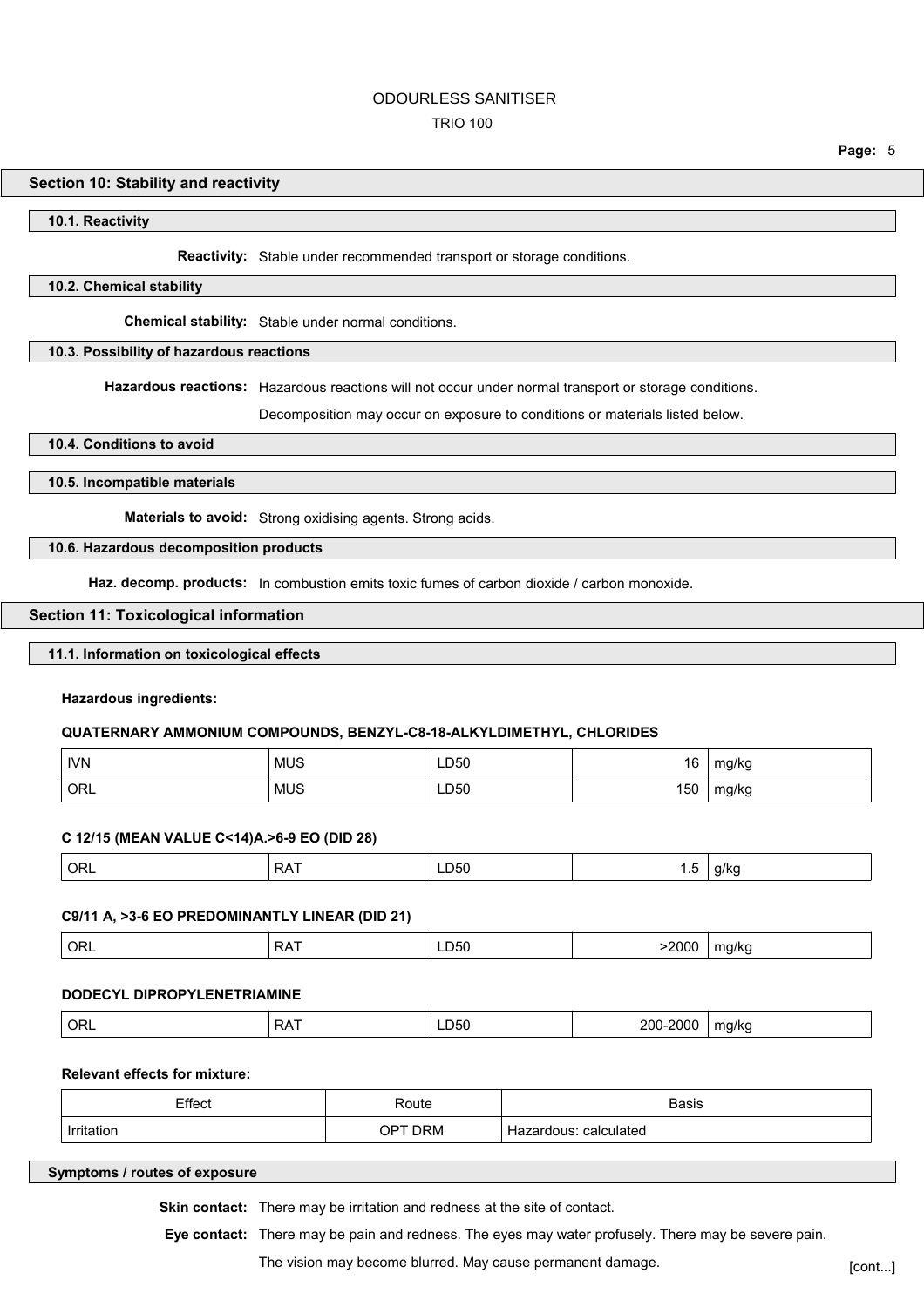## Section 10: Stability and reactivity

### 10.1. Reactivity

**Reactivity:** Stable under recommended transport or storage conditions.

### 10.2. Chemical stability

**Chemical stability:** Stable under normal conditions.

### 10.3. Possibility of hazardous reactions

**Hazardous reactions:** Hazardous reactions will not occur under normal transport or storage conditions.

Decomposition may occur on exposure to conditions or materials listed below.

### 10.4. Conditions to avoid

### 10.5. Incompatible materials

**Materials to avoid:** Strong oxidising agents. Strong acids.

### 10.6. Hazardous decomposition products

**Haz. decomp. products:** In combustion emits toxic fumes of carbon dioxide / carbon monoxide.

## Section 11: Toxicological information

### 11.1. Information on toxicological effects

**Hazardous ingredients:**

**QUATERNARY AMMONIUM COMPOUNDS, BENZYL-C8-18-ALKYLDIMETHYL, CHLORIDES**

| | | | | |
|---|---|---|---|---|
| IVN | MUS | LD50 | 16 | mg/kg |
| ORL | MUS | LD50 | 150 | mg/kg |

**C 12/15 (MEAN VALUE C<14)A.>6-9 EO (DID 28)**

| | | | | |
|---|---|---|---|---|
| ORL | RAT | LD50 | 1.5 | g/kg |

**C9/11 A, >3-6 EO PREDOMINANTLY LINEAR (DID 21)**

| | | | | |
|---|---|---|---|---|
| ORL | RAT | LD50 | >2000 | mg/kg |

**DODECYL DIPROPYLENETRIAMINE**

| | | | | |
|---|---|---|---|---|
| ORL | RAT | LD50 | 200-2000 | mg/kg |

**Relevant effects for mixture:**

| Effect | Route | Basis |
|---|---|---|
| Irritation | OPT DRM | Hazardous: calculated |

### Symptoms / routes of exposure

**Skin contact:** There may be irritation and redness at the site of contact.

**Eye contact:** There may be pain and redness. The eyes may water profusely. There may be severe pain. The vision may become blurred. May cause permanent damage.

[cont...]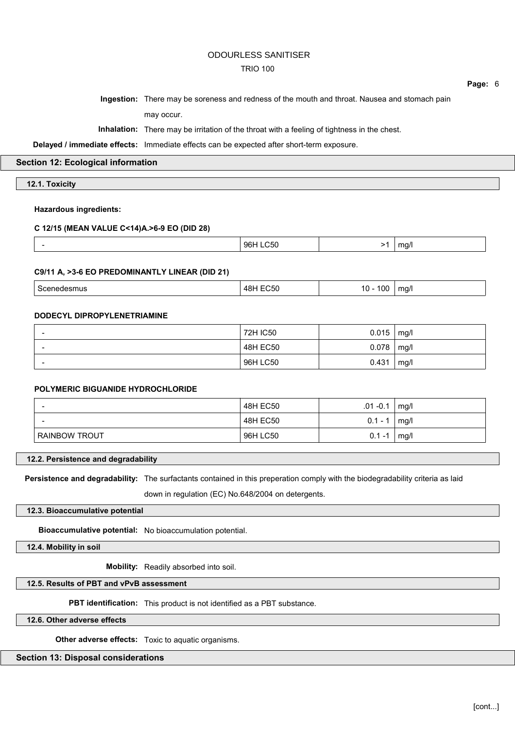**Ingestion:** There may be soreness and redness of the mouth and throat. Nausea and stomach pain may occur.

**Inhalation:** There may be irritation of the throat with a feeling of tightness in the chest.

**Delayed / immediate effects:** Immediate effects can be expected after short-term exposure.

## Section 12: Ecological information

### 12.1. Toxicity

**Hazardous ingredients:**

**C 12/15 (MEAN VALUE C<14)A.>6-9 EO (DID 28)**

| | | | |
|---|---|---|---|
| - | 96H LC50 | >1 | mg/l |

**C9/11 A, >3-6 EO PREDOMINANTLY LINEAR (DID 21)**

| | | | |
|---|---|---|---|
| Scenedesmus | 48H EC50 | 10 - 100 | mg/l |

**DODECYL DIPROPYLENETRIAMINE**

| | | | |
|---|---|---|---|
| - | 72H IC50 | 0.015 | mg/l |
| - | 48H EC50 | 0.078 | mg/l |
| - | 96H LC50 | 0.431 | mg/l |

**POLYMERIC BIGUANIDE HYDROCHLORIDE**

| | | | |
|---|---|---|---|
| - | 48H EC50 | .01 -0.1 | mg/l |
| - | 48H EC50 | 0.1 - 1 | mg/l |
| RAINBOW TROUT | 96H LC50 | 0.1 -1 | mg/l |

### 12.2. Persistence and degradability

**Persistence and degradability:** The surfactants contained in this preperation comply with the biodegradability criteria as laid down in regulation (EC) No.648/2004 on detergents.

### 12.3. Bioaccumulative potential

**Bioaccumulative potential:** No bioaccumulation potential.

### 12.4. Mobility in soil

**Mobility:** Readily absorbed into soil.

### 12.5. Results of PBT and vPvB assessment

**PBT identification:** This product is not identified as a PBT substance.

### 12.6. Other adverse effects

**Other adverse effects:** Toxic to aquatic organisms.

## Section 13: Disposal considerations

[cont...]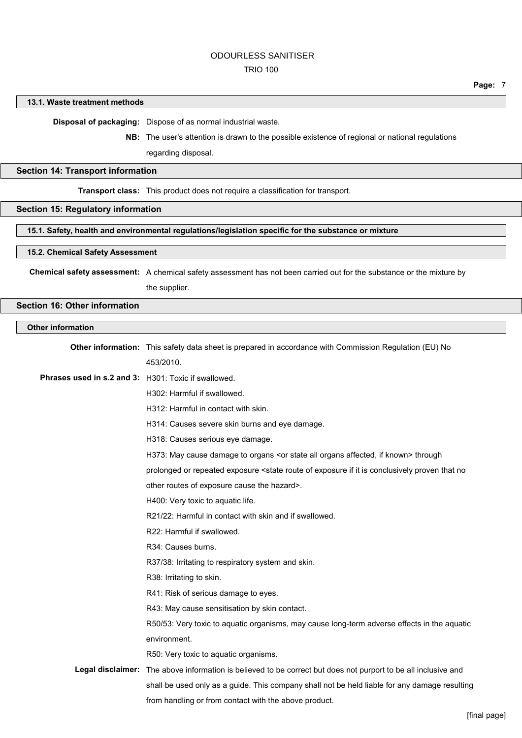### 13.1. Waste treatment methods

**Disposal of packaging:** Dispose of as normal industrial waste.

**NB:** The user's attention is drawn to the possible existence of regional or national regulations regarding disposal.

## Section 14: Transport information

**Transport class:** This product does not require a classification for transport.

## Section 15: Regulatory information

### 15.1. Safety, health and environmental regulations/legislation specific for the substance or mixture

### 15.2. Chemical Safety Assessment

**Chemical safety assessment:** A chemical safety assessment has not been carried out for the substance or the mixture by the supplier.

## Section 16: Other information

### Other information

**Other information:** This safety data sheet is prepared in accordance with Commission Regulation (EU) No 453/2010.

**Phrases used in s.2 and 3:** H301: Toxic if swallowed.

H302: Harmful if swallowed.

H312: Harmful in contact with skin.

H314: Causes severe skin burns and eye damage.

H318: Causes serious eye damage.

H373: May cause damage to organs <or state all organs affected, if known> through prolonged or repeated exposure <state route of exposure if it is conclusively proven that no other routes of exposure cause the hazard>.

H400: Very toxic to aquatic life.

R21/22: Harmful in contact with skin and if swallowed.

R22: Harmful if swallowed.

R34: Causes burns.

R37/38: Irritating to respiratory system and skin.

R38: Irritating to skin.

R41: Risk of serious damage to eyes.

R43: May cause sensitisation by skin contact.

R50/53: Very toxic to aquatic organisms, may cause long-term adverse effects in the aquatic environment.

R50: Very toxic to aquatic organisms.

**Legal disclaimer:** The above information is believed to be correct but does not purport to be all inclusive and shall be used only as a guide. This company shall not be held liable for any damage resulting from handling or from contact with the above product.

[final page]